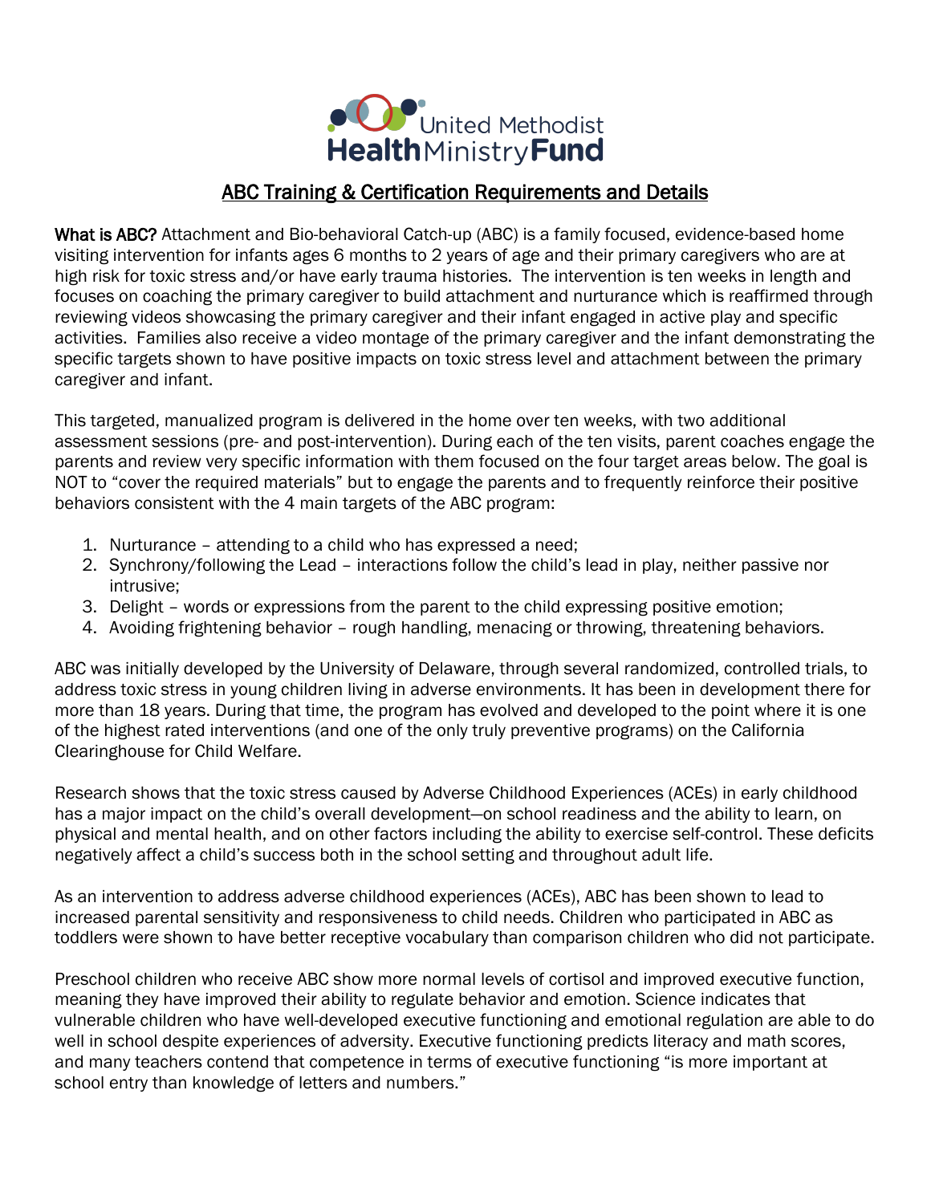United Methodist Health Ministry Fund

## ABC Training & Certification Requirements and Details

**What is ABC?** Attachment and Bio-behavioral Catch-up (ABC) is a family focused, evidence-based home visiting intervention for infants ages 6 months to 2 years of age and their primary caregivers who are at high risk for toxic stress and/or have early trauma histories. The intervention is ten weeks in length and focuses on coaching the primary caregiver to build attachment and nurturance which is reaffirmed through reviewing videos showcasing the primary caregiver and their infant engaged in active play and specific activities. Families also receive a video montage of the primary caregiver and the infant demonstrating the specific targets shown to have positive impacts on toxic stress level and attachment between the primary caregiver and infant.

This targeted, manualized program is delivered in the home over ten weeks, with two additional assessment sessions (pre- and post-intervention). During each of the ten visits, parent coaches engage the parents and review very specific information with them focused on the four target areas below. The goal is NOT to "cover the required materials" but to engage the parents and to frequently reinforce their positive behaviors consistent with the 4 main targets of the ABC program:

1. Nurturance – attending to a child who has expressed a need;
2. Synchrony/following the Lead – interactions follow the child's lead in play, neither passive nor intrusive;
3. Delight – words or expressions from the parent to the child expressing positive emotion;
4. Avoiding frightening behavior – rough handling, menacing or throwing, threatening behaviors.

ABC was initially developed by the University of Delaware, through several randomized, controlled trials, to address toxic stress in young children living in adverse environments. It has been in development there for more than 18 years. During that time, the program has evolved and developed to the point where it is one of the highest rated interventions (and one of the only truly preventive programs) on the California Clearinghouse for Child Welfare.

Research shows that the toxic stress caused by Adverse Childhood Experiences (ACEs) in early childhood has a major impact on the child's overall development—on school readiness and the ability to learn, on physical and mental health, and on other factors including the ability to exercise self-control. These deficits negatively affect a child's success both in the school setting and throughout adult life.

As an intervention to address adverse childhood experiences (ACEs), ABC has been shown to lead to increased parental sensitivity and responsiveness to child needs. Children who participated in ABC as toddlers were shown to have better receptive vocabulary than comparison children who did not participate.

Preschool children who receive ABC show more normal levels of cortisol and improved executive function, meaning they have improved their ability to regulate behavior and emotion. Science indicates that vulnerable children who have well-developed executive functioning and emotional regulation are able to do well in school despite experiences of adversity. Executive functioning predicts literacy and math scores, and many teachers contend that competence in terms of executive functioning "is more important at school entry than knowledge of letters and numbers."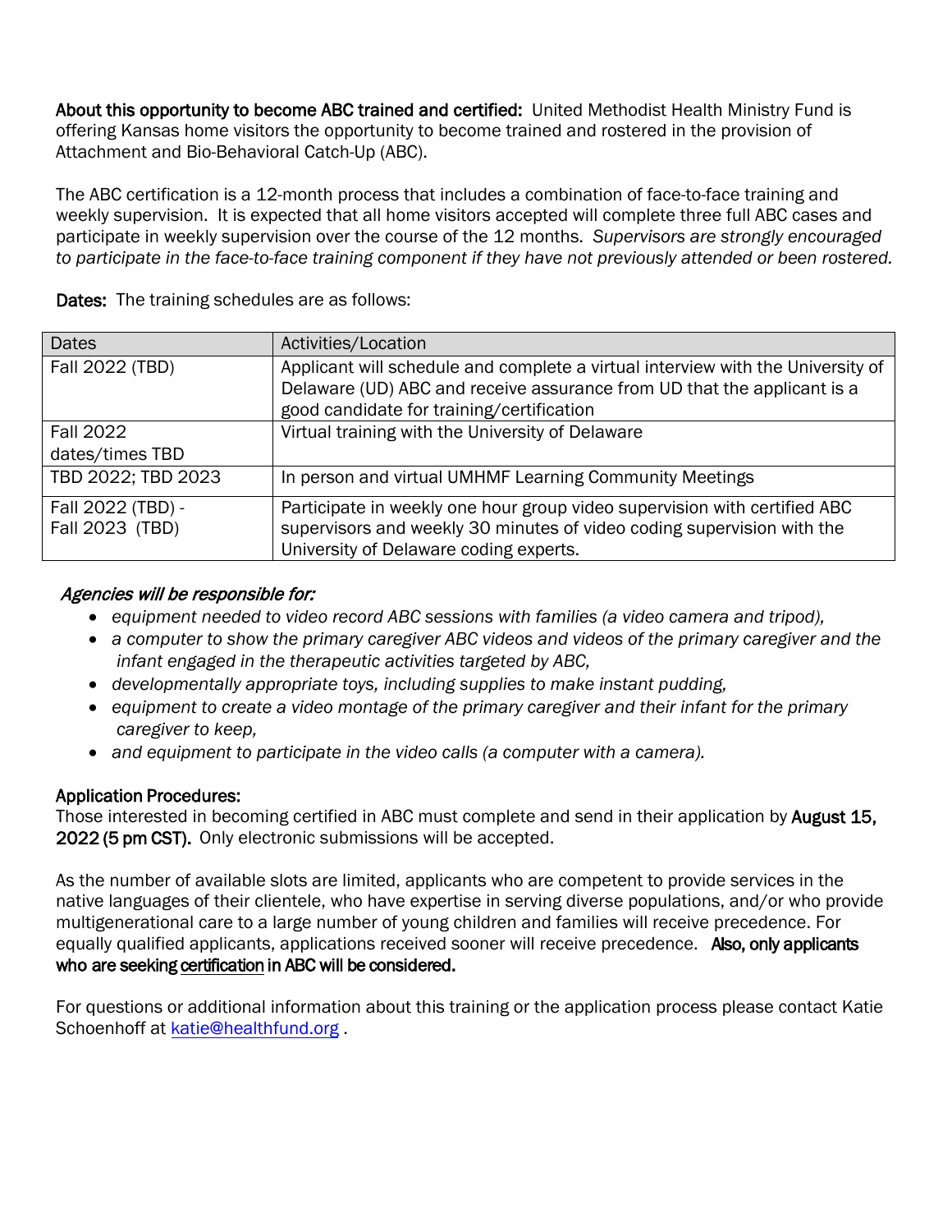**About this opportunity to become ABC trained and certified:** United Methodist Health Ministry Fund is offering Kansas home visitors the opportunity to become trained and rostered in the provision of Attachment and Bio-Behavioral Catch-Up (ABC).

The ABC certification is a 12-month process that includes a combination of face-to-face training and weekly supervision. It is expected that all home visitors accepted will complete three full ABC cases and participate in weekly supervision over the course of the 12 months. *Supervisors are strongly encouraged to participate in the face-to-face training component if they have not previously attended or been rostered.*

**Dates:** The training schedules are as follows:

| Dates | Activities/Location |
|---|---|
| Fall 2022 (TBD) | Applicant will schedule and complete a virtual interview with the University of Delaware (UD) ABC and receive assurance from UD that the applicant is a good candidate for training/certification |
| Fall 2022 dates/times TBD | Virtual training with the University of Delaware |
| TBD 2022; TBD 2023 | In person and virtual UMHMF Learning Community Meetings |
| Fall 2022 (TBD) - Fall 2023 (TBD) | Participate in weekly one hour group video supervision with certified ABC supervisors and weekly 30 minutes of video coding supervision with the University of Delaware coding experts. |

*Agencies will be responsible for:*

- *equipment needed to video record ABC sessions with families (a video camera and tripod),*
- *a computer to show the primary caregiver ABC videos and videos of the primary caregiver and the infant engaged in the therapeutic activities targeted by ABC,*
- *developmentally appropriate toys, including supplies to make instant pudding,*
- *equipment to create a video montage of the primary caregiver and their infant for the primary caregiver to keep,*
- *and equipment to participate in the video calls (a computer with a camera).*

**Application Procedures:**

Those interested in becoming certified in ABC must complete and send in their application by **August 15, 2022 (5 pm CST).** Only electronic submissions will be accepted.

As the number of available slots are limited, applicants who are competent to provide services in the native languages of their clientele, who have expertise in serving diverse populations, and/or who provide multigenerational care to a large number of young children and families will receive precedence. For equally qualified applicants, applications received sooner will receive precedence. **Also, only applicants who are seeking certification in ABC will be considered.**

For questions or additional information about this training or the application process please contact Katie Schoenhoff at katie@healthfund.org .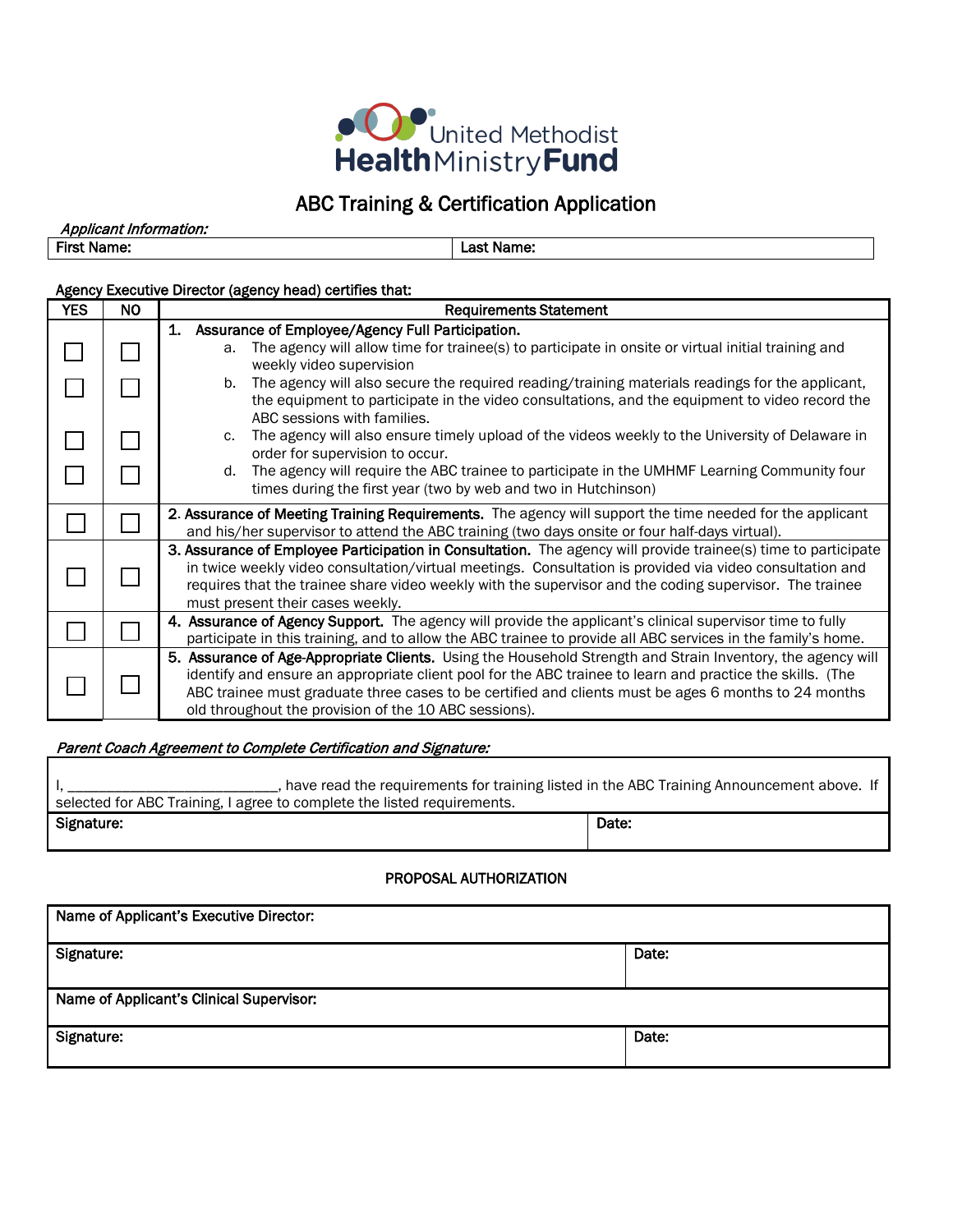United Methodist Health Ministry Fund

## ABC Training & Certification Application

*Applicant Information:*

| First Name: | Last Name: |
|---|---|

Agency Executive Director (agency head) certifies that:

| YES | NO | Requirements Statement |
|---|---|---|
| ☐ | ☐ | **1. Assurance of Employee/Agency Full Participation.** a. The agency will allow time for trainee(s) to participate in onsite or virtual initial training and weekly video supervision |
| ☐ | ☐ | b. The agency will also secure the required reading/training materials readings for the applicant, the equipment to participate in the video consultations, and the equipment to video record the ABC sessions with families. |
| ☐ | ☐ | c. The agency will also ensure timely upload of the videos weekly to the University of Delaware in order for supervision to occur. |
| ☐ | ☐ | d. The agency will require the ABC trainee to participate in the UMHMF Learning Community four times during the first year (two by web and two in Hutchinson) |
| ☐ | ☐ | **2. Assurance of Meeting Training Requirements.** The agency will support the time needed for the applicant and his/her supervisor to attend the ABC training (two days onsite or four half-days virtual). |
| ☐ | ☐ | **3. Assurance of Employee Participation in Consultation.** The agency will provide trainee(s) time to participate in twice weekly video consultation/virtual meetings. Consultation is provided via video consultation and requires that the trainee share video weekly with the supervisor and the coding supervisor. The trainee must present their cases weekly. |
| ☐ | ☐ | **4. Assurance of Agency Support.** The agency will provide the applicant's clinical supervisor time to fully participate in this training, and to allow the ABC trainee to provide all ABC services in the family's home. |
| ☐ | ☐ | **5. Assurance of Age-Appropriate Clients.** Using the Household Strength and Strain Inventory, the agency will identify and ensure an appropriate client pool for the ABC trainee to learn and practice the skills. (The ABC trainee must graduate three cases to be certified and clients must be ages 6 months to 24 months old throughout the provision of the 10 ABC sessions). |

*Parent Coach Agreement to Complete Certification and Signature:*

I, __________________________, have read the requirements for training listed in the ABC Training Announcement above. If selected for ABC Training, I agree to complete the listed requirements.

| Signature: | Date: |
|---|---|

**PROPOSAL AUTHORIZATION**

| Name of Applicant's Executive Director: | |
|---|---|
| Signature: | Date: |
| Name of Applicant's Clinical Supervisor: | |
| Signature: | Date: |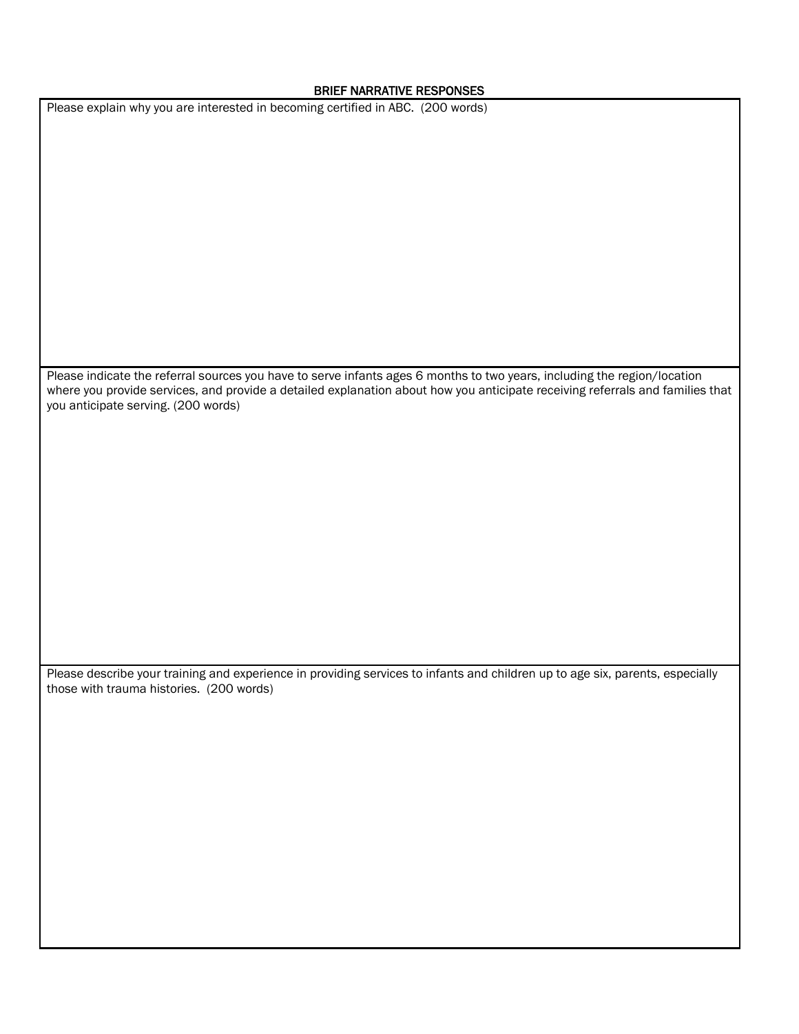## BRIEF NARRATIVE RESPONSES

| Please explain why you are interested in becoming certified in ABC. (200 words) |
|---|
| |
| **Please indicate the referral sources you have to serve infants ages 6 months to two years, including the region/location where you provide services, and provide a detailed explanation about how you anticipate receiving referrals and families that you anticipate serving. (200 words)** |
| |
| **Please describe your training and experience in providing services to infants and children up to age six, parents, especially those with trauma histories. (200 words)** |
| |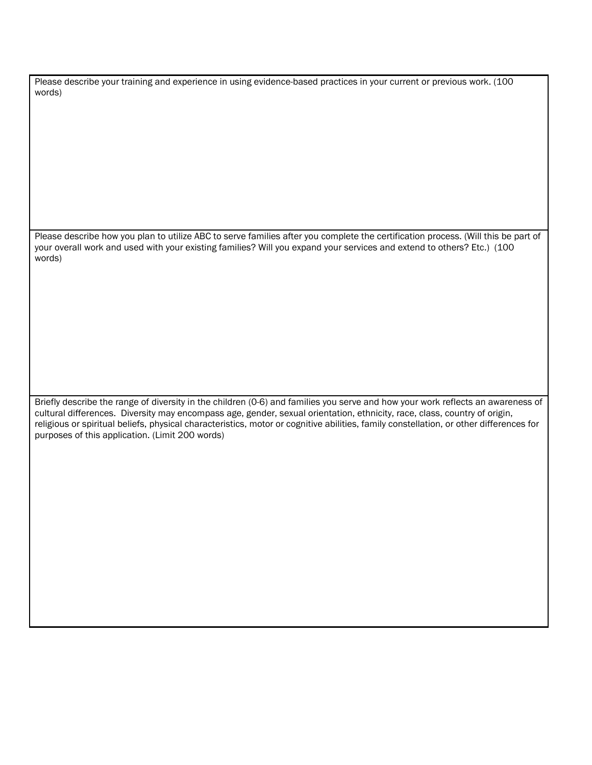| Please describe your training and experience in using evidence-based practices in your current or previous work. (100 words) |
| --- |
| Please describe how you plan to utilize ABC to serve families after you complete the certification process. (Will this be part of your overall work and used with your existing families? Will you expand your services and extend to others? Etc.) (100 words) |
| Briefly describe the range of diversity in the children (0-6) and families you serve and how your work reflects an awareness of cultural differences. Diversity may encompass age, gender, sexual orientation, ethnicity, race, class, country of origin, religious or spiritual beliefs, physical characteristics, motor or cognitive abilities, family constellation, or other differences for purposes of this application. (Limit 200 words) |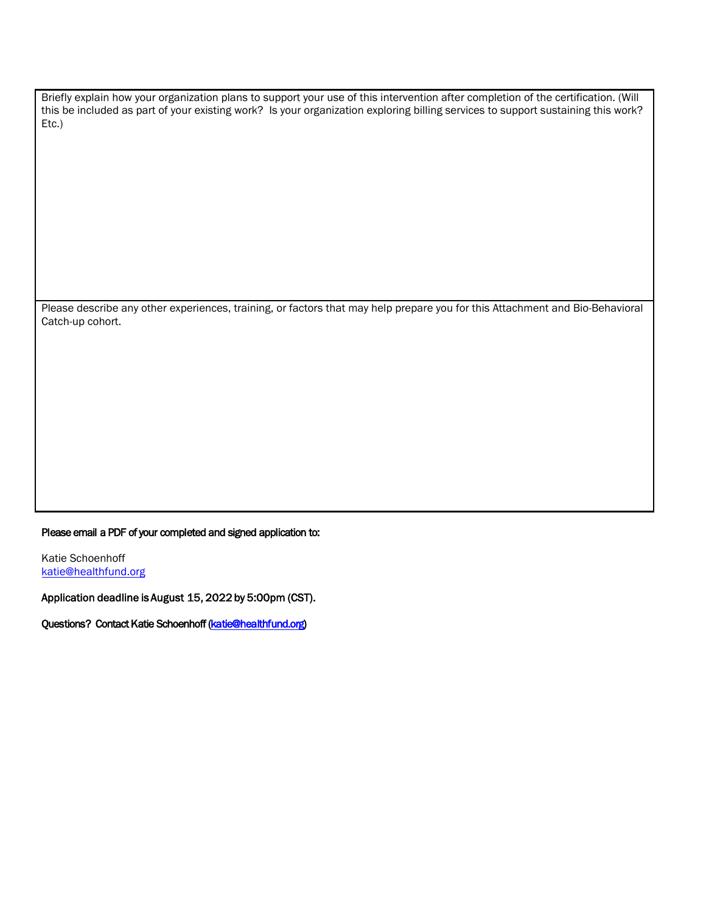| |
| --- |
| Briefly explain how your organization plans to support your use of this intervention after completion of the certification. (Will this be included as part of your existing work? Is your organization exploring billing services to support sustaining this work? Etc.) |
| Please describe any other experiences, training, or factors that may help prepare you for this Attachment and Bio-Behavioral Catch-up cohort. |

**Please email a PDF of your completed and signed application to:**

Katie Schoenhoff
katie@healthfund.org

**Application deadline is August 15, 2022 by 5:00pm (CST).**

**Questions? Contact Katie Schoenhoff (katie@healthfund.org)**